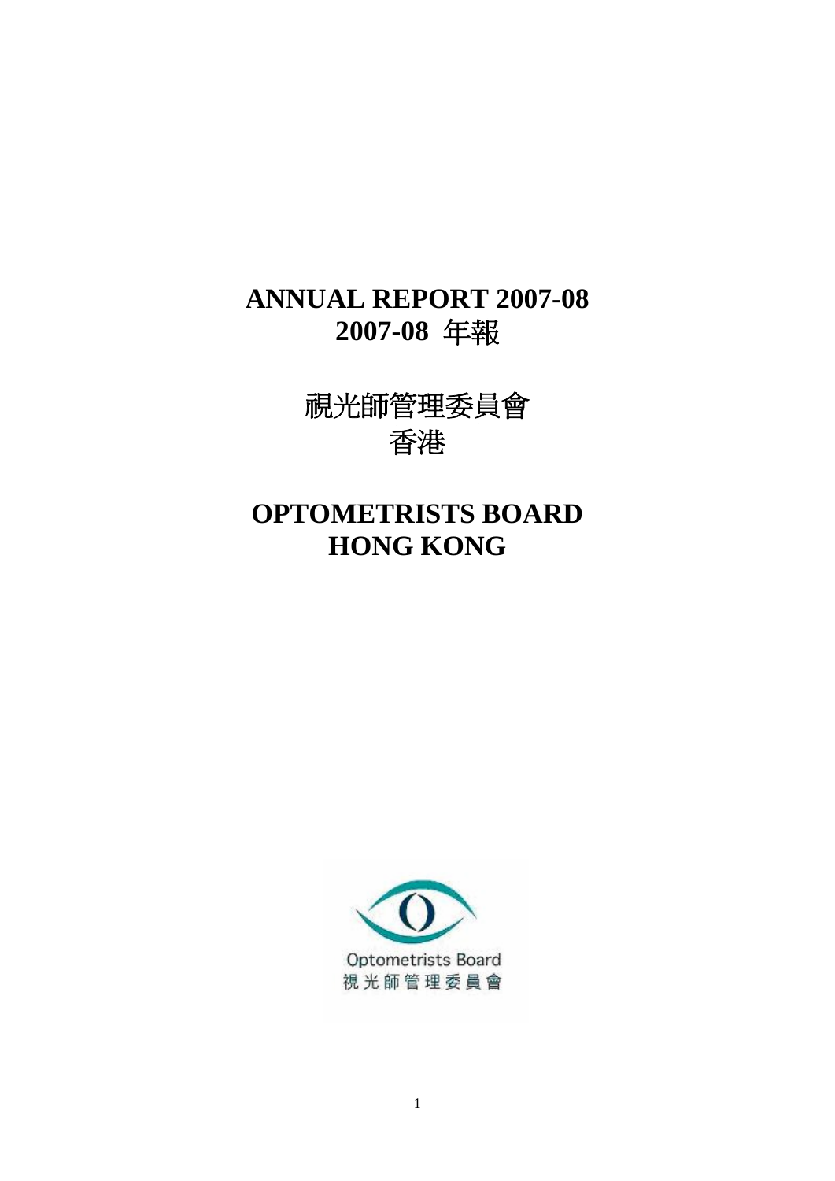# ANNUAL REPORT 2007-08
# 2007-08 年報

# 視光師管理委員會
# 香港

# OPTOMETRISTS BOARD
# HONG KONG

Optometrists Board
視光師管理委員會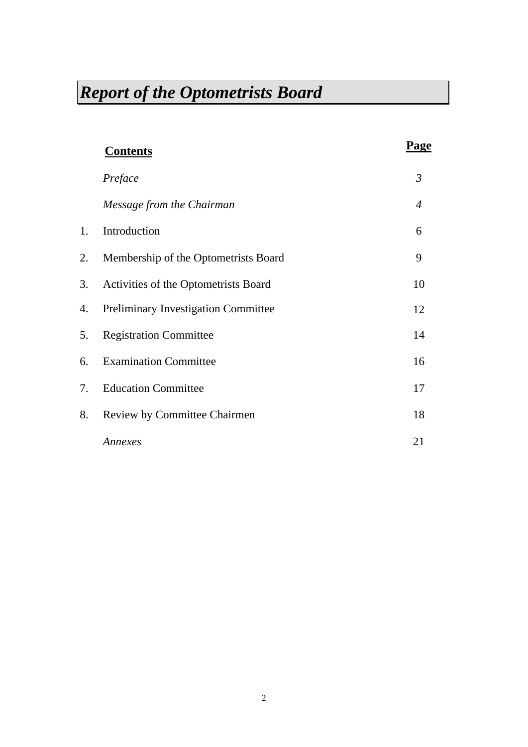# *Report of the Optometrists Board*

| | **Contents** | **Page** |
|---|---|---|
| | *Preface* | *3* |
| | *Message from the Chairman* | *4* |
| 1. | Introduction | 6 |
| 2. | Membership of the Optometrists Board | 9 |
| 3. | Activities of the Optometrists Board | 10 |
| 4. | Preliminary Investigation Committee | 12 |
| 5. | Registration Committee | 14 |
| 6. | Examination Committee | 16 |
| 7. | Education Committee | 17 |
| 8. | Review by Committee Chairmen | 18 |
| | *Annexes* | 21 |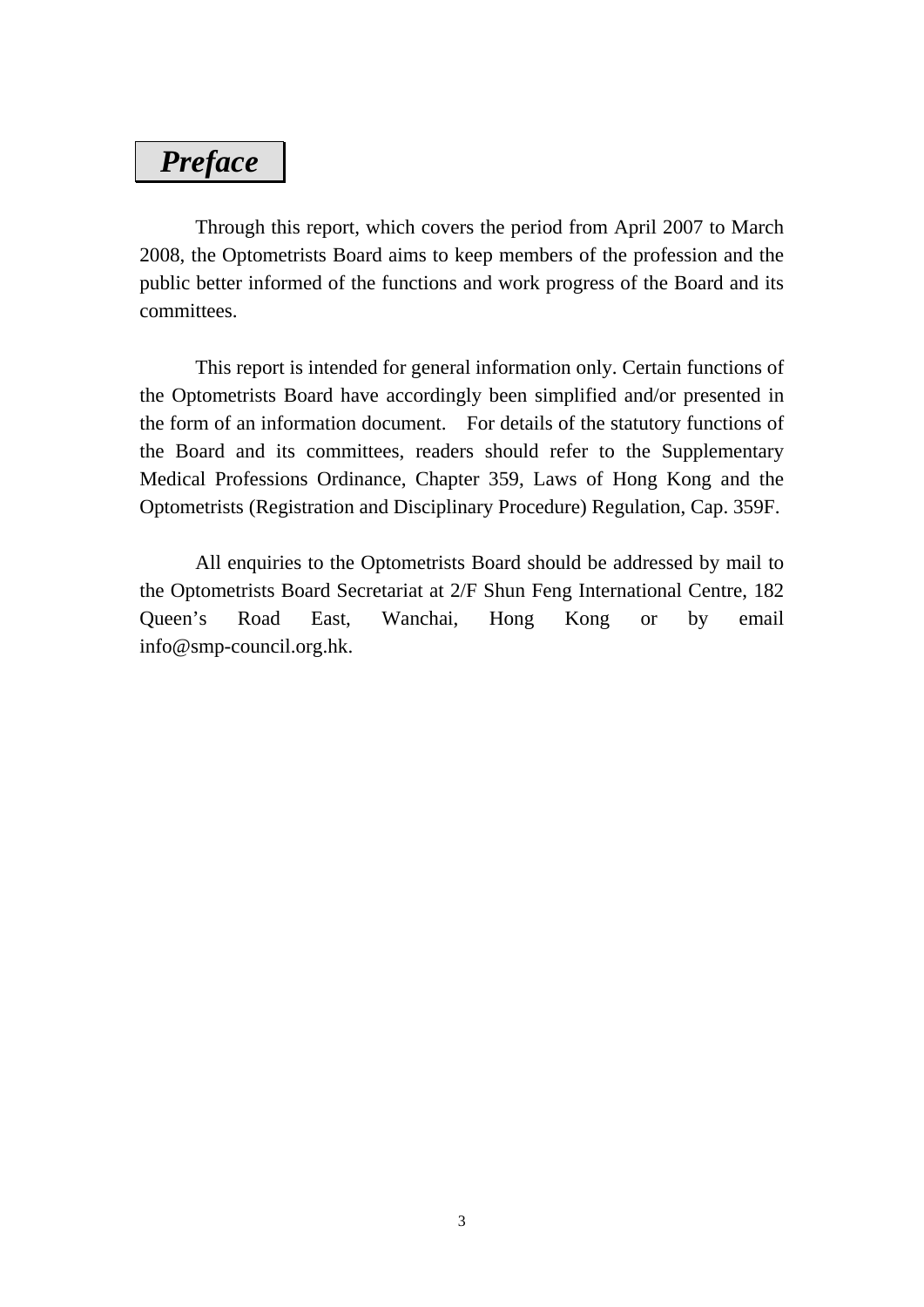# *Preface*

Through this report, which covers the period from April 2007 to March 2008, the Optometrists Board aims to keep members of the profession and the public better informed of the functions and work progress of the Board and its committees.

This report is intended for general information only. Certain functions of the Optometrists Board have accordingly been simplified and/or presented in the form of an information document. For details of the statutory functions of the Board and its committees, readers should refer to the Supplementary Medical Professions Ordinance, Chapter 359, Laws of Hong Kong and the Optometrists (Registration and Disciplinary Procedure) Regulation, Cap. 359F.

All enquiries to the Optometrists Board should be addressed by mail to the Optometrists Board Secretariat at 2/F Shun Feng International Centre, 182 Queen's Road East, Wanchai, Hong Kong or by email info@smp-council.org.hk.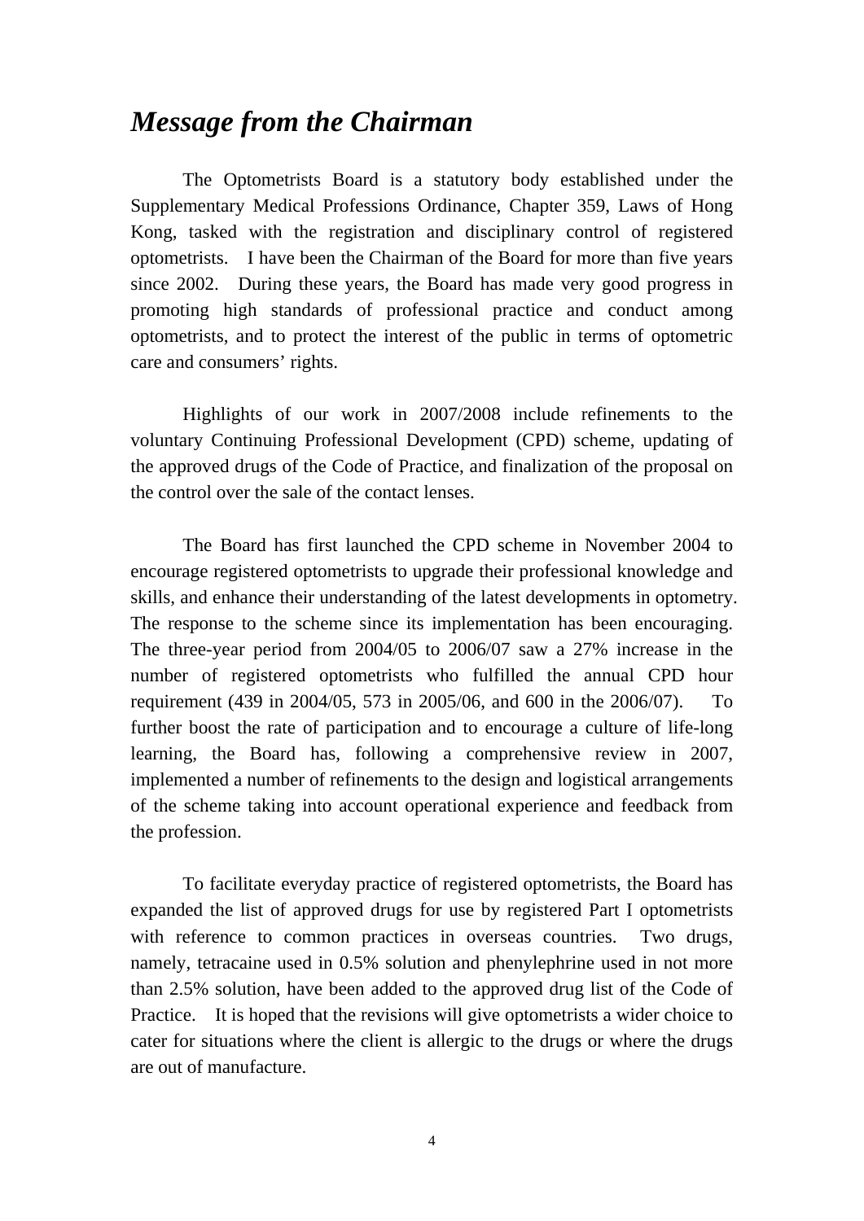# *Message from the Chairman*

The Optometrists Board is a statutory body established under the Supplementary Medical Professions Ordinance, Chapter 359, Laws of Hong Kong, tasked with the registration and disciplinary control of registered optometrists. I have been the Chairman of the Board for more than five years since 2002. During these years, the Board has made very good progress in promoting high standards of professional practice and conduct among optometrists, and to protect the interest of the public in terms of optometric care and consumers' rights.

Highlights of our work in 2007/2008 include refinements to the voluntary Continuing Professional Development (CPD) scheme, updating of the approved drugs of the Code of Practice, and finalization of the proposal on the control over the sale of the contact lenses.

The Board has first launched the CPD scheme in November 2004 to encourage registered optometrists to upgrade their professional knowledge and skills, and enhance their understanding of the latest developments in optometry. The response to the scheme since its implementation has been encouraging. The three-year period from 2004/05 to 2006/07 saw a 27% increase in the number of registered optometrists who fulfilled the annual CPD hour requirement (439 in 2004/05, 573 in 2005/06, and 600 in the 2006/07). To further boost the rate of participation and to encourage a culture of life-long learning, the Board has, following a comprehensive review in 2007, implemented a number of refinements to the design and logistical arrangements of the scheme taking into account operational experience and feedback from the profession.

To facilitate everyday practice of registered optometrists, the Board has expanded the list of approved drugs for use by registered Part I optometrists with reference to common practices in overseas countries. Two drugs, namely, tetracaine used in 0.5% solution and phenylephrine used in not more than 2.5% solution, have been added to the approved drug list of the Code of Practice. It is hoped that the revisions will give optometrists a wider choice to cater for situations where the client is allergic to the drugs or where the drugs are out of manufacture.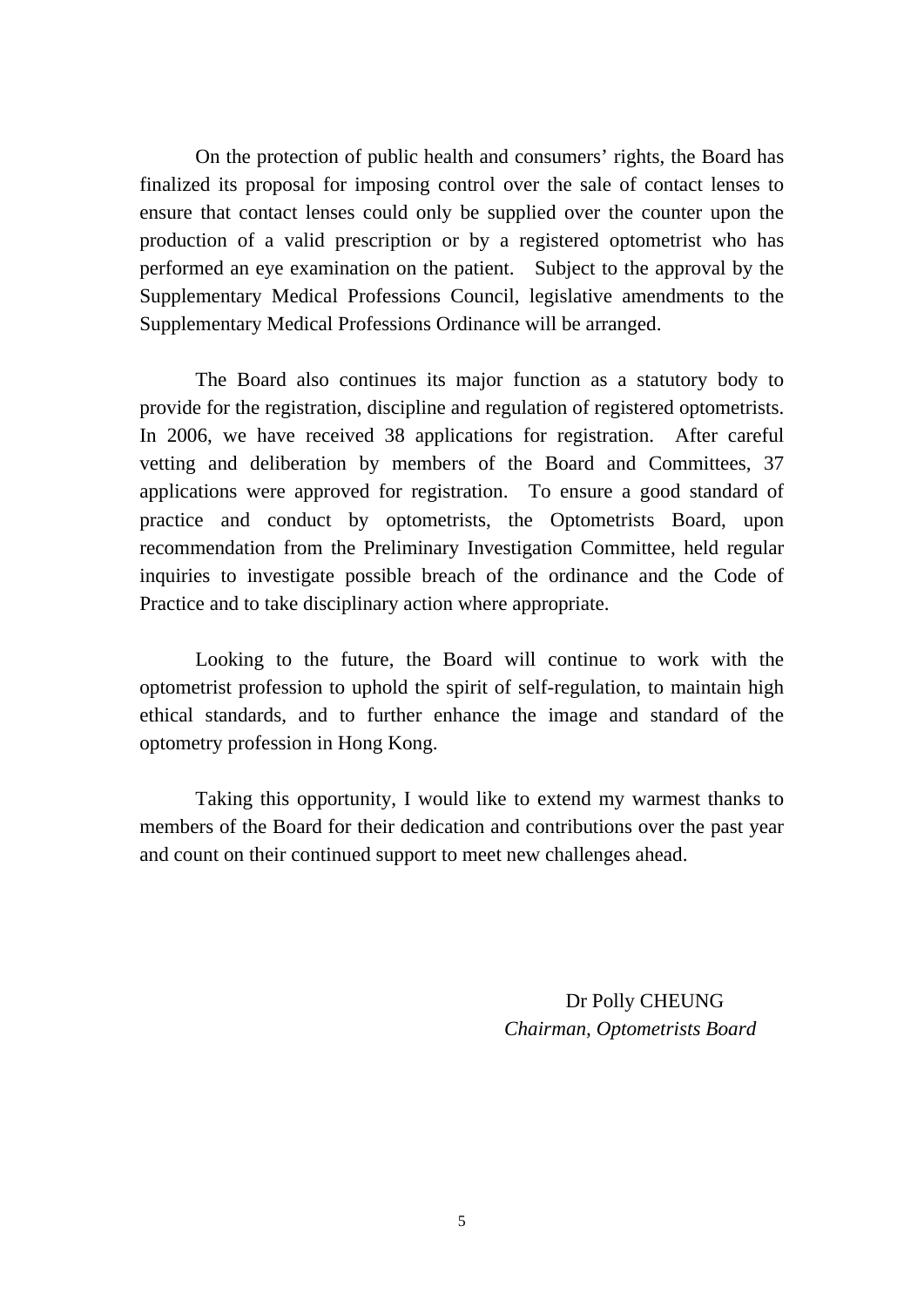On the protection of public health and consumers' rights, the Board has finalized its proposal for imposing control over the sale of contact lenses to ensure that contact lenses could only be supplied over the counter upon the production of a valid prescription or by a registered optometrist who has performed an eye examination on the patient. Subject to the approval by the Supplementary Medical Professions Council, legislative amendments to the Supplementary Medical Professions Ordinance will be arranged.

The Board also continues its major function as a statutory body to provide for the registration, discipline and regulation of registered optometrists. In 2006, we have received 38 applications for registration. After careful vetting and deliberation by members of the Board and Committees, 37 applications were approved for registration. To ensure a good standard of practice and conduct by optometrists, the Optometrists Board, upon recommendation from the Preliminary Investigation Committee, held regular inquiries to investigate possible breach of the ordinance and the Code of Practice and to take disciplinary action where appropriate.

Looking to the future, the Board will continue to work with the optometrist profession to uphold the spirit of self-regulation, to maintain high ethical standards, and to further enhance the image and standard of the optometry profession in Hong Kong.

Taking this opportunity, I would like to extend my warmest thanks to members of the Board for their dedication and contributions over the past year and count on their continued support to meet new challenges ahead.

Dr Polly CHEUNG
*Chairman, Optometrists Board*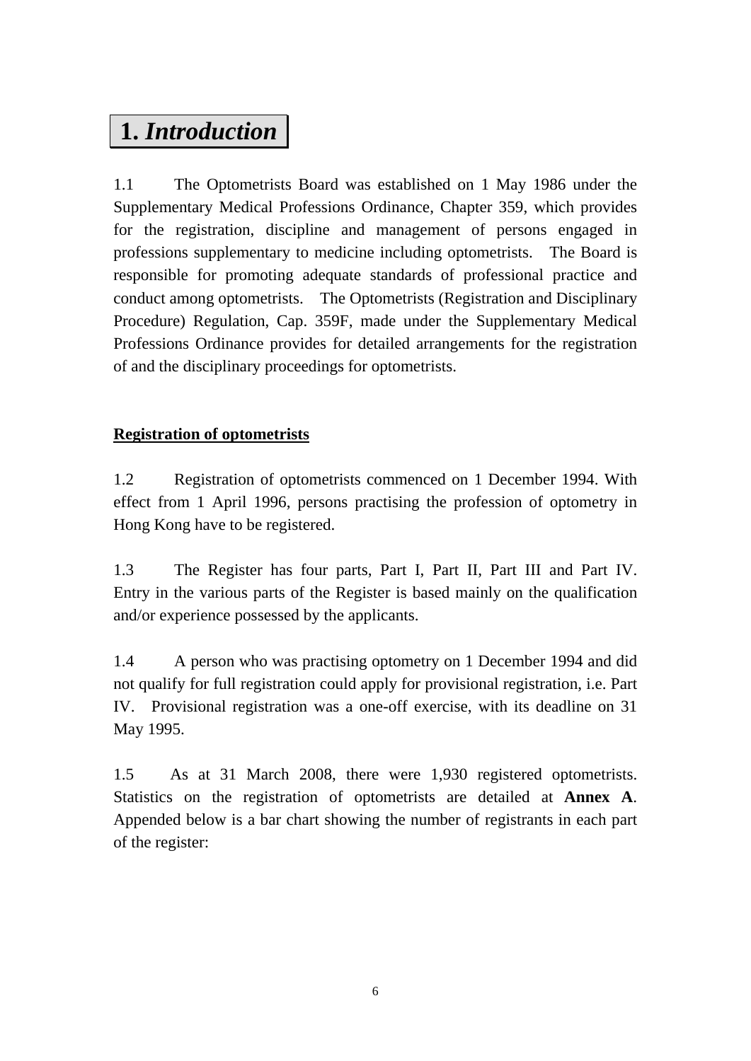# 1. *Introduction*

1.1 The Optometrists Board was established on 1 May 1986 under the Supplementary Medical Professions Ordinance, Chapter 359, which provides for the registration, discipline and management of persons engaged in professions supplementary to medicine including optometrists. The Board is responsible for promoting adequate standards of professional practice and conduct among optometrists. The Optometrists (Registration and Disciplinary Procedure) Regulation, Cap. 359F, made under the Supplementary Medical Professions Ordinance provides for detailed arrangements for the registration of and the disciplinary proceedings for optometrists.

## Registration of optometrists

1.2 Registration of optometrists commenced on 1 December 1994. With effect from 1 April 1996, persons practising the profession of optometry in Hong Kong have to be registered.

1.3 The Register has four parts, Part I, Part II, Part III and Part IV. Entry in the various parts of the Register is based mainly on the qualification and/or experience possessed by the applicants.

1.4 A person who was practising optometry on 1 December 1994 and did not qualify for full registration could apply for provisional registration, i.e. Part IV. Provisional registration was a one-off exercise, with its deadline on 31 May 1995.

1.5 As at 31 March 2008, there were 1,930 registered optometrists. Statistics on the registration of optometrists are detailed at **Annex A**. Appended below is a bar chart showing the number of registrants in each part of the register: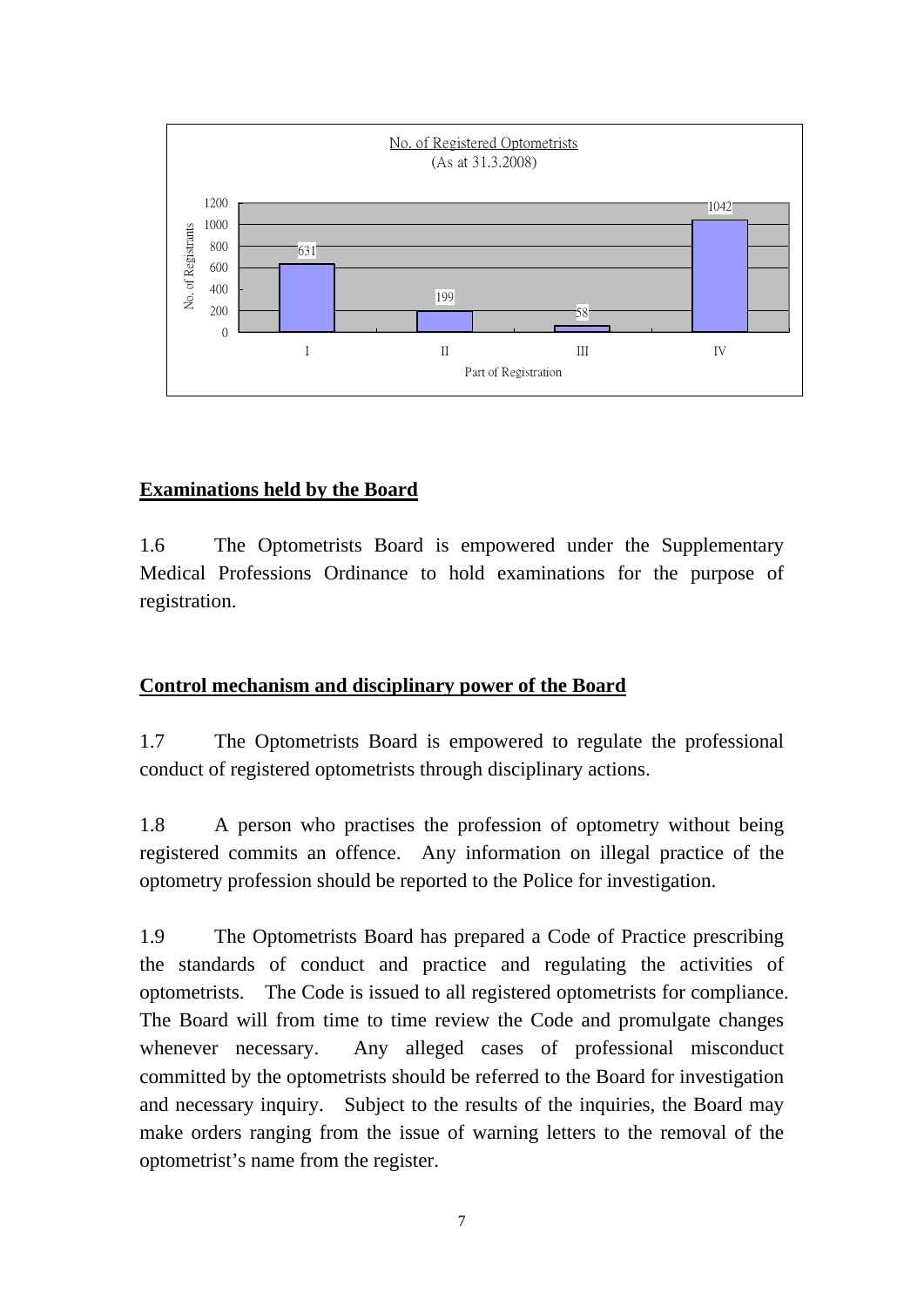No. of Registered Optometrists
(As at 31.3.2008)

| Part of Registration | No. of Registrants |
|---|---|
| I | 631 |
| II | 199 |
| III | 58 |
| IV | 1042 |

## Examinations held by the Board

1.6 The Optometrists Board is empowered under the Supplementary Medical Professions Ordinance to hold examinations for the purpose of registration.

## Control mechanism and disciplinary power of the Board

1.7 The Optometrists Board is empowered to regulate the professional conduct of registered optometrists through disciplinary actions.

1.8 A person who practises the profession of optometry without being registered commits an offence. Any information on illegal practice of the optometry profession should be reported to the Police for investigation.

1.9 The Optometrists Board has prepared a Code of Practice prescribing the standards of conduct and practice and regulating the activities of optometrists. The Code is issued to all registered optometrists for compliance. The Board will from time to time review the Code and promulgate changes whenever necessary. Any alleged cases of professional misconduct committed by the optometrists should be referred to the Board for investigation and necessary inquiry. Subject to the results of the inquiries, the Board may make orders ranging from the issue of warning letters to the removal of the optometrist's name from the register.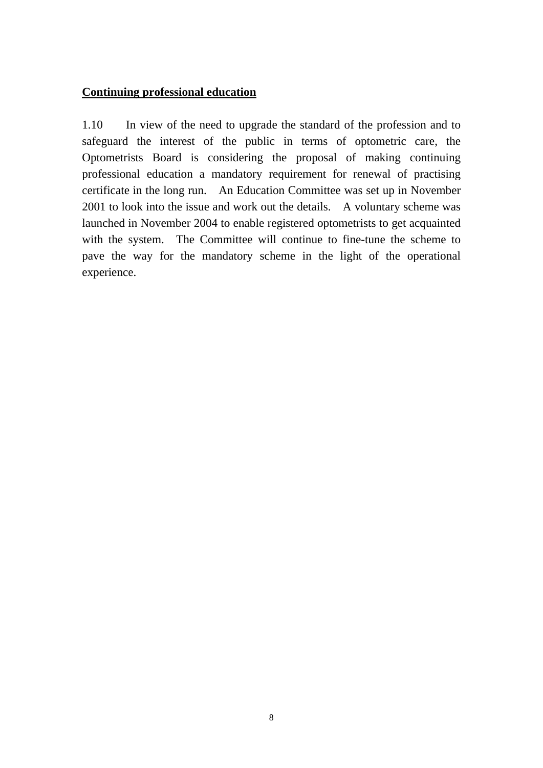**Continuing professional education**

1.10 In view of the need to upgrade the standard of the profession and to safeguard the interest of the public in terms of optometric care, the Optometrists Board is considering the proposal of making continuing professional education a mandatory requirement for renewal of practising certificate in the long run. An Education Committee was set up in November 2001 to look into the issue and work out the details. A voluntary scheme was launched in November 2004 to enable registered optometrists to get acquainted with the system. The Committee will continue to fine-tune the scheme to pave the way for the mandatory scheme in the light of the operational experience.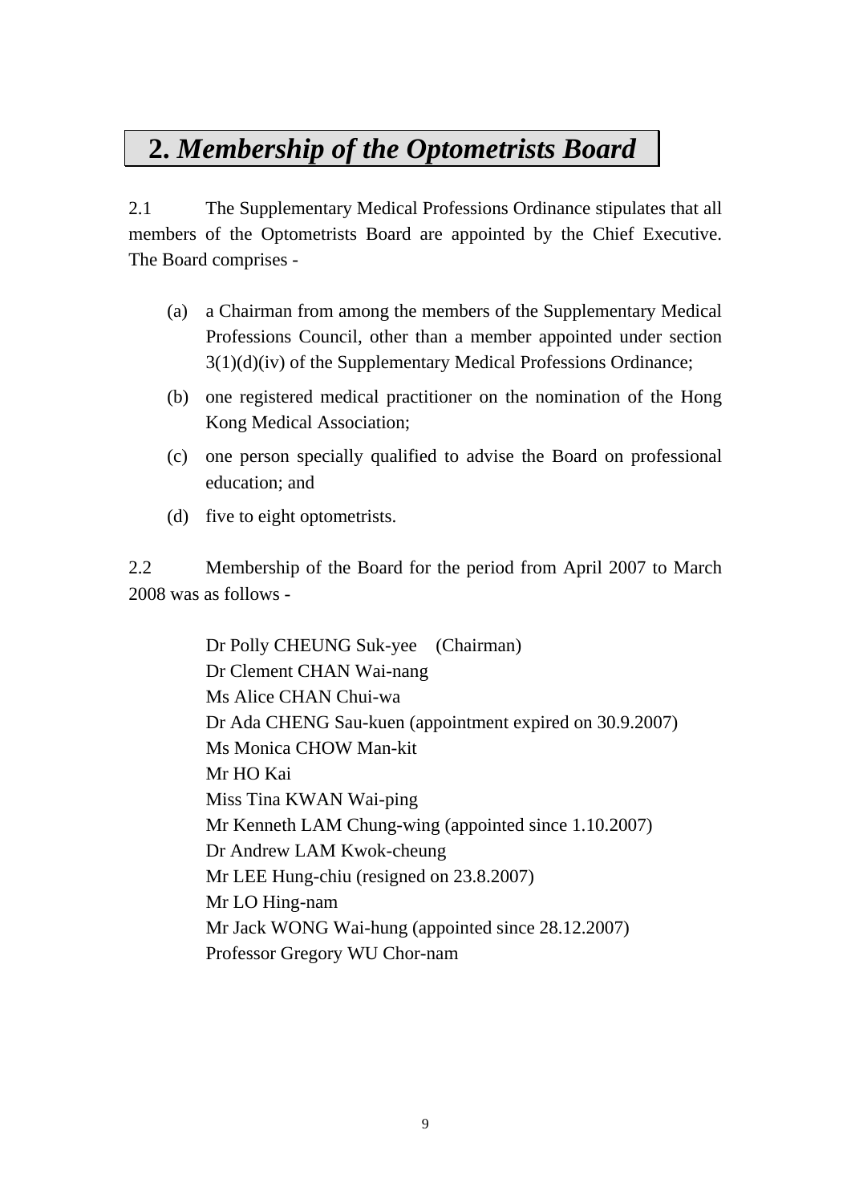## 2. *Membership of the Optometrists Board*

2.1 The Supplementary Medical Professions Ordinance stipulates that all members of the Optometrists Board are appointed by the Chief Executive. The Board comprises -

(a) a Chairman from among the members of the Supplementary Medical Professions Council, other than a member appointed under section 3(1)(d)(iv) of the Supplementary Medical Professions Ordinance;

(b) one registered medical practitioner on the nomination of the Hong Kong Medical Association;

(c) one person specially qualified to advise the Board on professional education; and

(d) five to eight optometrists.

2.2 Membership of the Board for the period from April 2007 to March 2008 was as follows -

Dr Polly CHEUNG Suk-yee (Chairman)
Dr Clement CHAN Wai-nang
Ms Alice CHAN Chui-wa
Dr Ada CHENG Sau-kuen (appointment expired on 30.9.2007)
Ms Monica CHOW Man-kit
Mr HO Kai
Miss Tina KWAN Wai-ping
Mr Kenneth LAM Chung-wing (appointed since 1.10.2007)
Dr Andrew LAM Kwok-cheung
Mr LEE Hung-chiu (resigned on 23.8.2007)
Mr LO Hing-nam
Mr Jack WONG Wai-hung (appointed since 28.12.2007)
Professor Gregory WU Chor-nam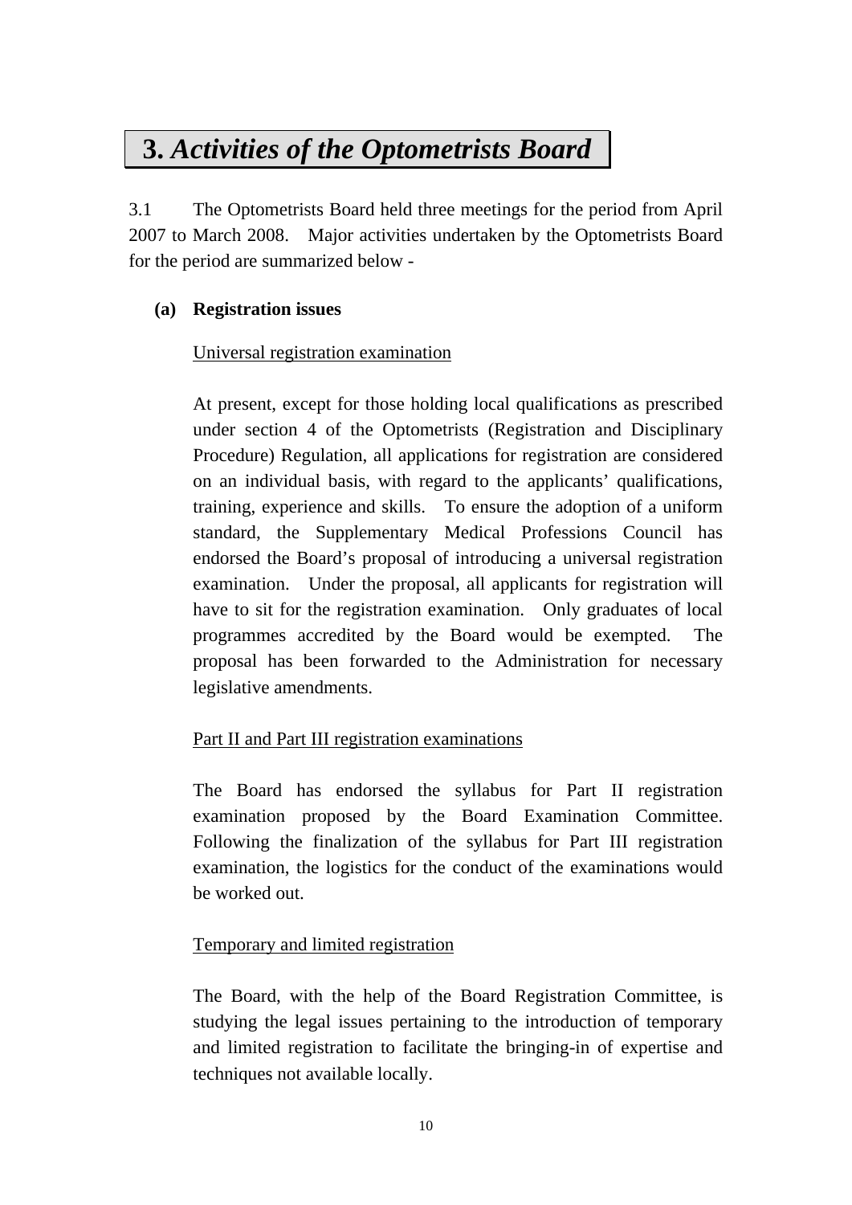# 3. *Activities of the Optometrists Board*

3.1 The Optometrists Board held three meetings for the period from April 2007 to March 2008. Major activities undertaken by the Optometrists Board for the period are summarized below -

**(a) Registration issues**

Universal registration examination

At present, except for those holding local qualifications as prescribed under section 4 of the Optometrists (Registration and Disciplinary Procedure) Regulation, all applications for registration are considered on an individual basis, with regard to the applicants' qualifications, training, experience and skills. To ensure the adoption of a uniform standard, the Supplementary Medical Professions Council has endorsed the Board's proposal of introducing a universal registration examination. Under the proposal, all applicants for registration will have to sit for the registration examination. Only graduates of local programmes accredited by the Board would be exempted. The proposal has been forwarded to the Administration for necessary legislative amendments.

Part II and Part III registration examinations

The Board has endorsed the syllabus for Part II registration examination proposed by the Board Examination Committee. Following the finalization of the syllabus for Part III registration examination, the logistics for the conduct of the examinations would be worked out.

Temporary and limited registration

The Board, with the help of the Board Registration Committee, is studying the legal issues pertaining to the introduction of temporary and limited registration to facilitate the bringing-in of expertise and techniques not available locally.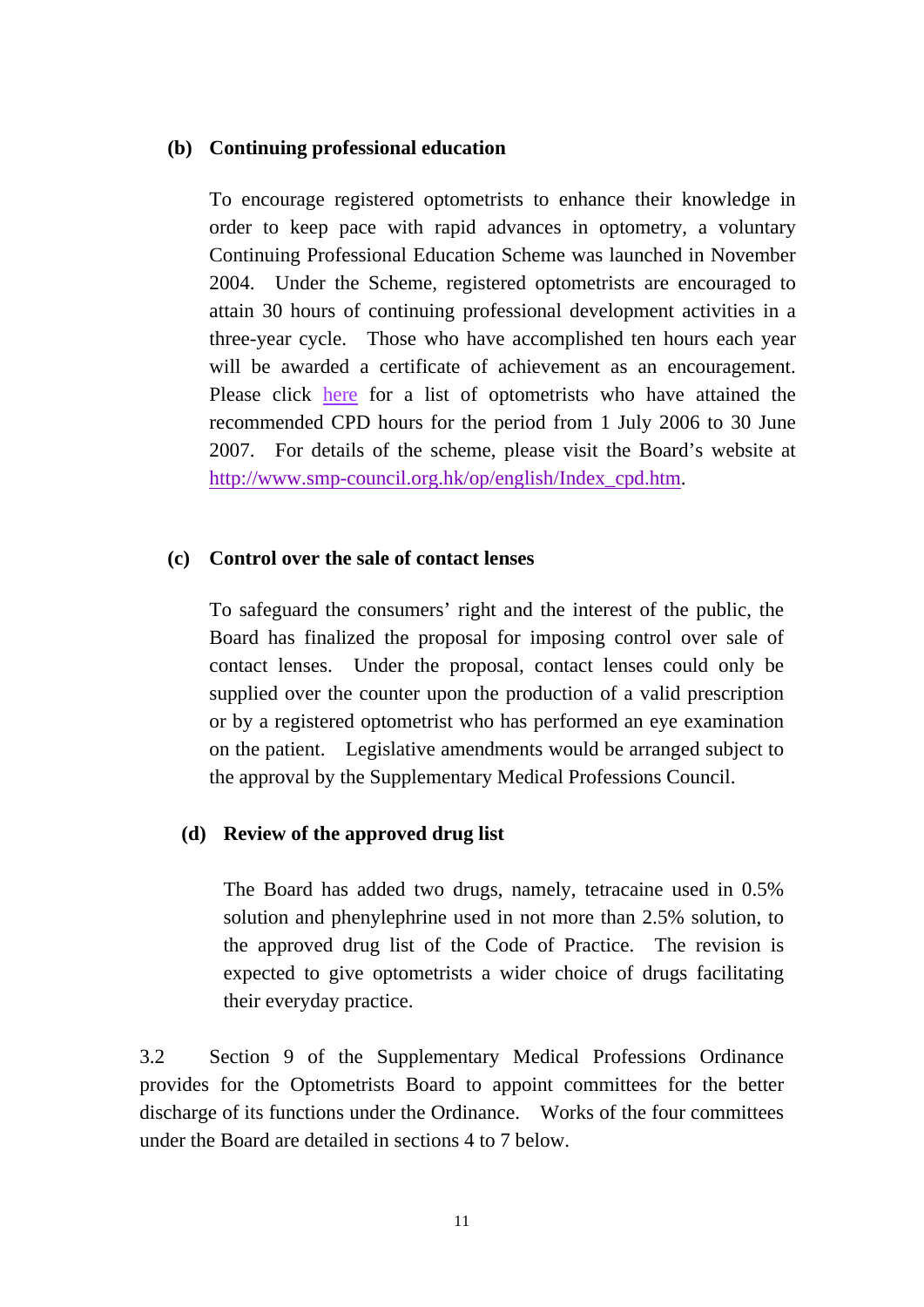**(b) Continuing professional education**

To encourage registered optometrists to enhance their knowledge in order to keep pace with rapid advances in optometry, a voluntary Continuing Professional Education Scheme was launched in November 2004. Under the Scheme, registered optometrists are encouraged to attain 30 hours of continuing professional development activities in a three-year cycle. Those who have accomplished ten hours each year will be awarded a certificate of achievement as an encouragement. Please click here for a list of optometrists who have attained the recommended CPD hours for the period from 1 July 2006 to 30 June 2007. For details of the scheme, please visit the Board's website at http://www.smp-council.org.hk/op/english/Index_cpd.htm.

**(c) Control over the sale of contact lenses**

To safeguard the consumers' right and the interest of the public, the Board has finalized the proposal for imposing control over sale of contact lenses. Under the proposal, contact lenses could only be supplied over the counter upon the production of a valid prescription or by a registered optometrist who has performed an eye examination on the patient. Legislative amendments would be arranged subject to the approval by the Supplementary Medical Professions Council.

**(d) Review of the approved drug list**

The Board has added two drugs, namely, tetracaine used in 0.5% solution and phenylephrine used in not more than 2.5% solution, to the approved drug list of the Code of Practice. The revision is expected to give optometrists a wider choice of drugs facilitating their everyday practice.

3.2 Section 9 of the Supplementary Medical Professions Ordinance provides for the Optometrists Board to appoint committees for the better discharge of its functions under the Ordinance. Works of the four committees under the Board are detailed in sections 4 to 7 below.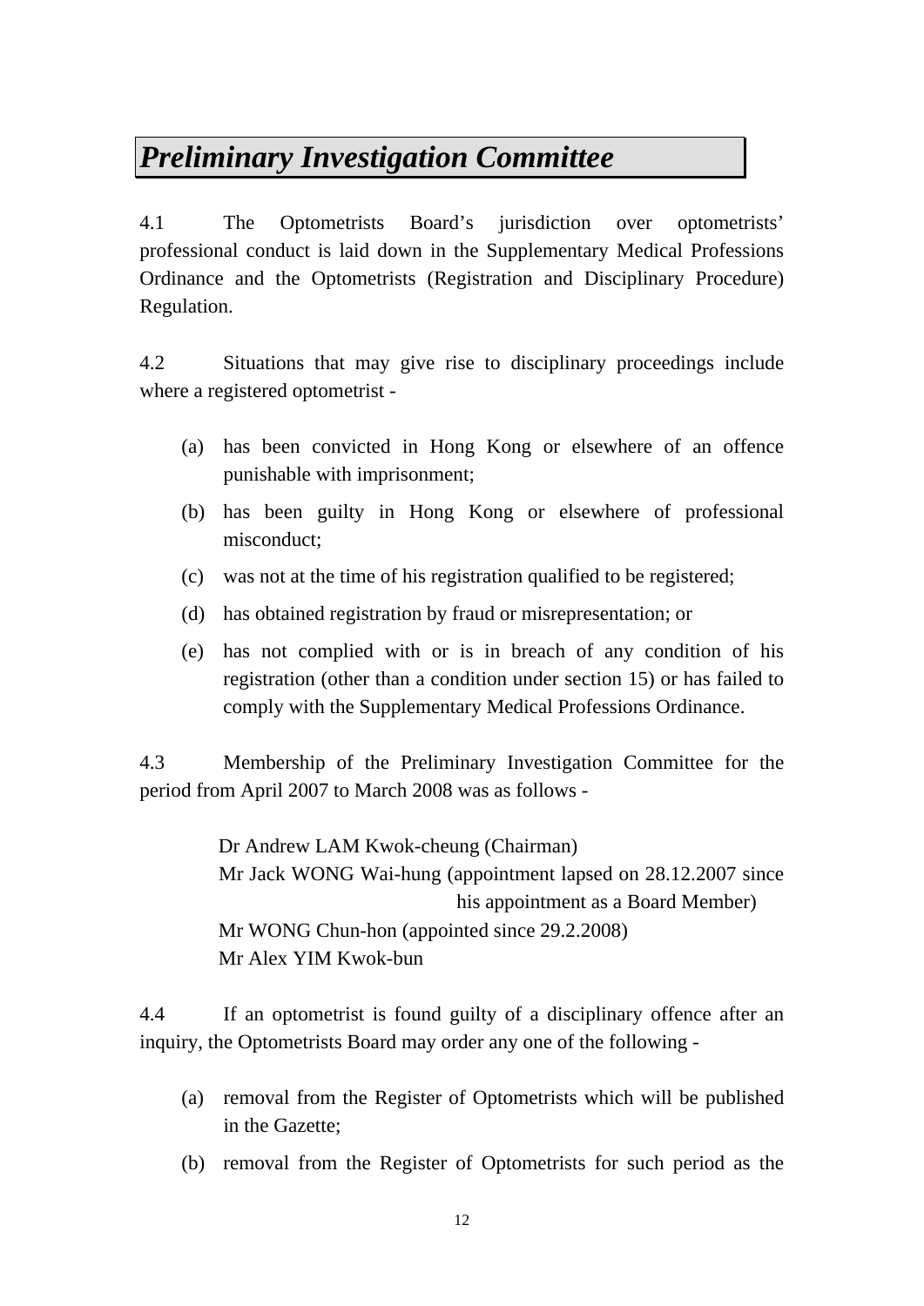# *Preliminary Investigation Committee*

4.1 The Optometrists Board's jurisdiction over optometrists' professional conduct is laid down in the Supplementary Medical Professions Ordinance and the Optometrists (Registration and Disciplinary Procedure) Regulation.

4.2 Situations that may give rise to disciplinary proceedings include where a registered optometrist -

(a) has been convicted in Hong Kong or elsewhere of an offence punishable with imprisonment;

(b) has been guilty in Hong Kong or elsewhere of professional misconduct;

(c) was not at the time of his registration qualified to be registered;

(d) has obtained registration by fraud or misrepresentation; or

(e) has not complied with or is in breach of any condition of his registration (other than a condition under section 15) or has failed to comply with the Supplementary Medical Professions Ordinance.

4.3 Membership of the Preliminary Investigation Committee for the period from April 2007 to March 2008 was as follows -

Dr Andrew LAM Kwok-cheung (Chairman)  
Mr Jack WONG Wai-hung (appointment lapsed on 28.12.2007 since his appointment as a Board Member)  
Mr WONG Chun-hon (appointed since 29.2.2008)  
Mr Alex YIM Kwok-bun

4.4 If an optometrist is found guilty of a disciplinary offence after an inquiry, the Optometrists Board may order any one of the following -

(a) removal from the Register of Optometrists which will be published in the Gazette;

(b) removal from the Register of Optometrists for such period as the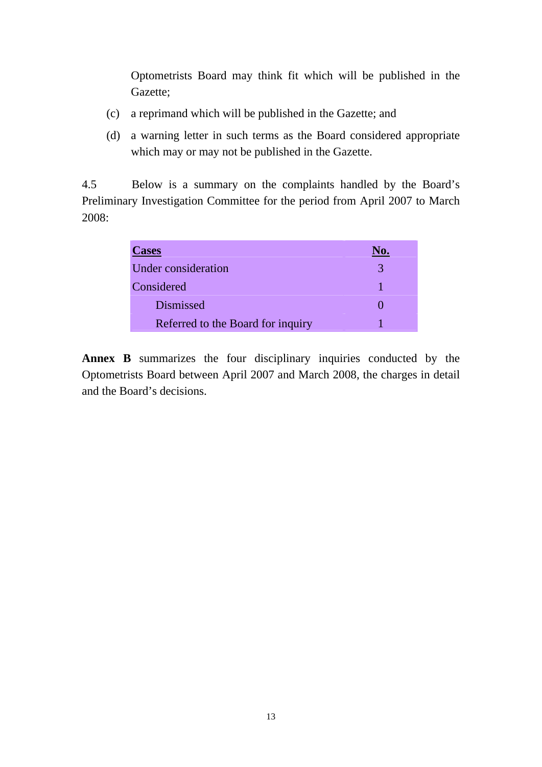Optometrists Board may think fit which will be published in the Gazette;

(c) a reprimand which will be published in the Gazette; and

(d) a warning letter in such terms as the Board considered appropriate which may or may not be published in the Gazette.

4.5 Below is a summary on the complaints handled by the Board's Preliminary Investigation Committee for the period from April 2007 to March 2008:

| **Cases** | **No.** |
|---|---|
| Under consideration | 3 |
| Considered | 1 |
| Dismissed | 0 |
| Referred to the Board for inquiry | 1 |

**Annex B** summarizes the four disciplinary inquiries conducted by the Optometrists Board between April 2007 and March 2008, the charges in detail and the Board's decisions.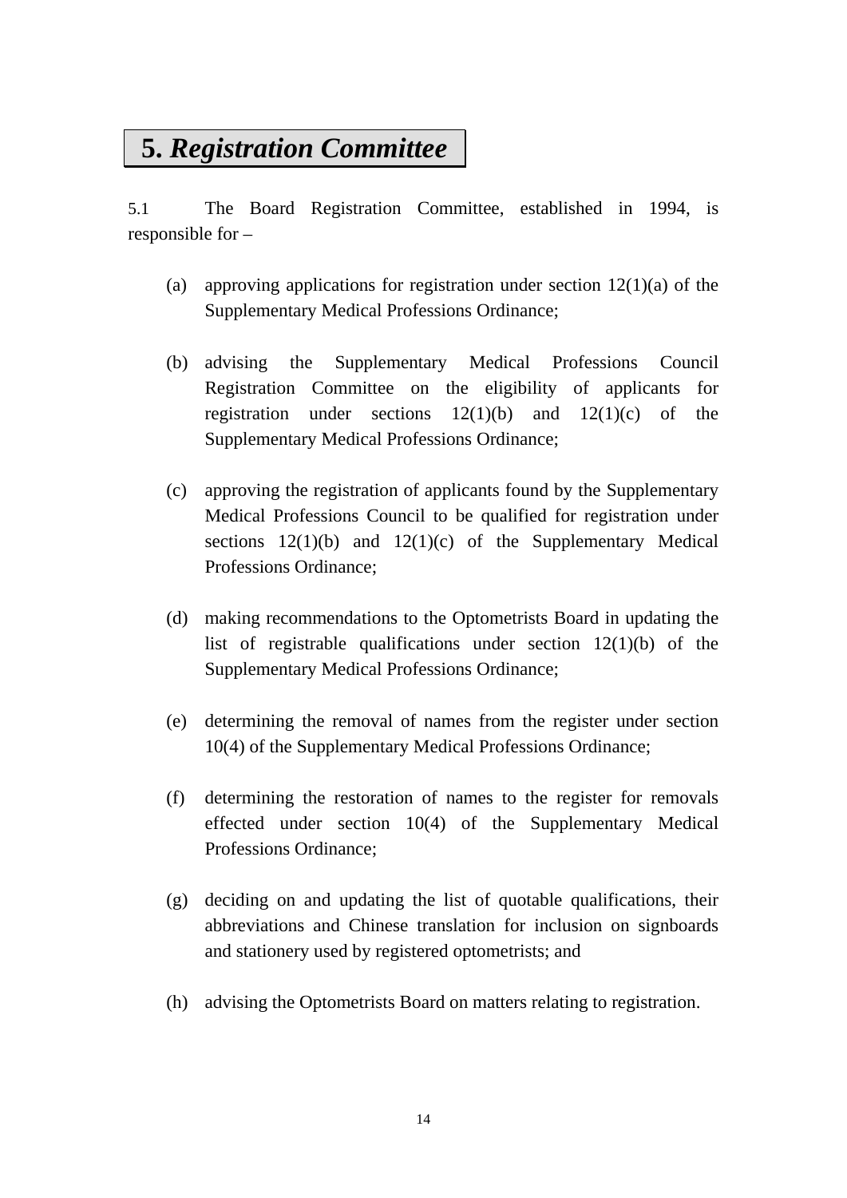# 5. *Registration Committee*

5.1 The Board Registration Committee, established in 1994, is responsible for –

(a) approving applications for registration under section 12(1)(a) of the Supplementary Medical Professions Ordinance;

(b) advising the Supplementary Medical Professions Council Registration Committee on the eligibility of applicants for registration under sections 12(1)(b) and 12(1)(c) of the Supplementary Medical Professions Ordinance;

(c) approving the registration of applicants found by the Supplementary Medical Professions Council to be qualified for registration under sections 12(1)(b) and 12(1)(c) of the Supplementary Medical Professions Ordinance;

(d) making recommendations to the Optometrists Board in updating the list of registrable qualifications under section 12(1)(b) of the Supplementary Medical Professions Ordinance;

(e) determining the removal of names from the register under section 10(4) of the Supplementary Medical Professions Ordinance;

(f) determining the restoration of names to the register for removals effected under section 10(4) of the Supplementary Medical Professions Ordinance;

(g) deciding on and updating the list of quotable qualifications, their abbreviations and Chinese translation for inclusion on signboards and stationery used by registered optometrists; and

(h) advising the Optometrists Board on matters relating to registration.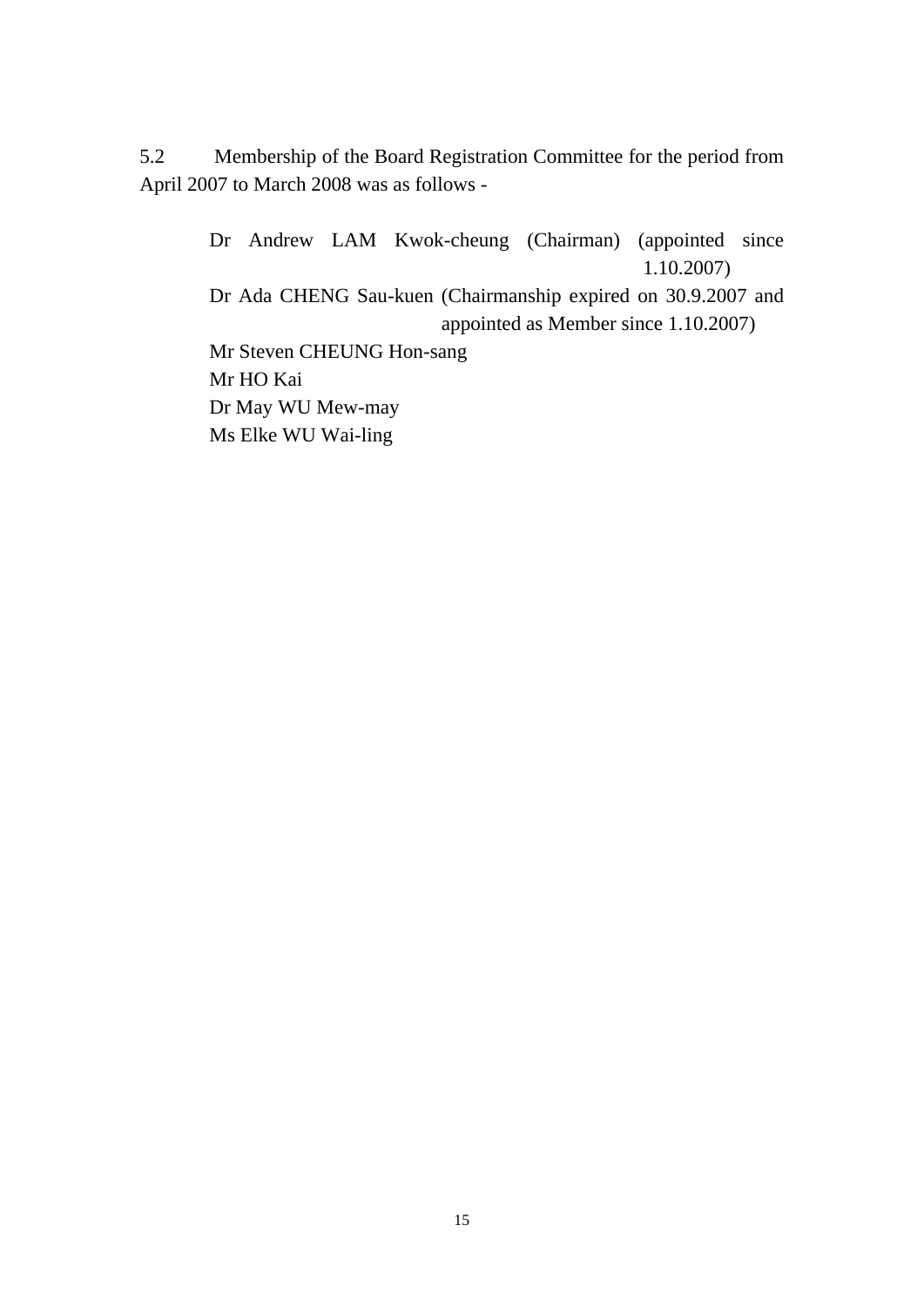5.2 Membership of the Board Registration Committee for the period from April 2007 to March 2008 was as follows -

Dr Andrew LAM Kwok-cheung (Chairman) (appointed since 1.10.2007)
Dr Ada CHENG Sau-kuen (Chairmanship expired on 30.9.2007 and appointed as Member since 1.10.2007)
Mr Steven CHEUNG Hon-sang
Mr HO Kai
Dr May WU Mew-may
Ms Elke WU Wai-ling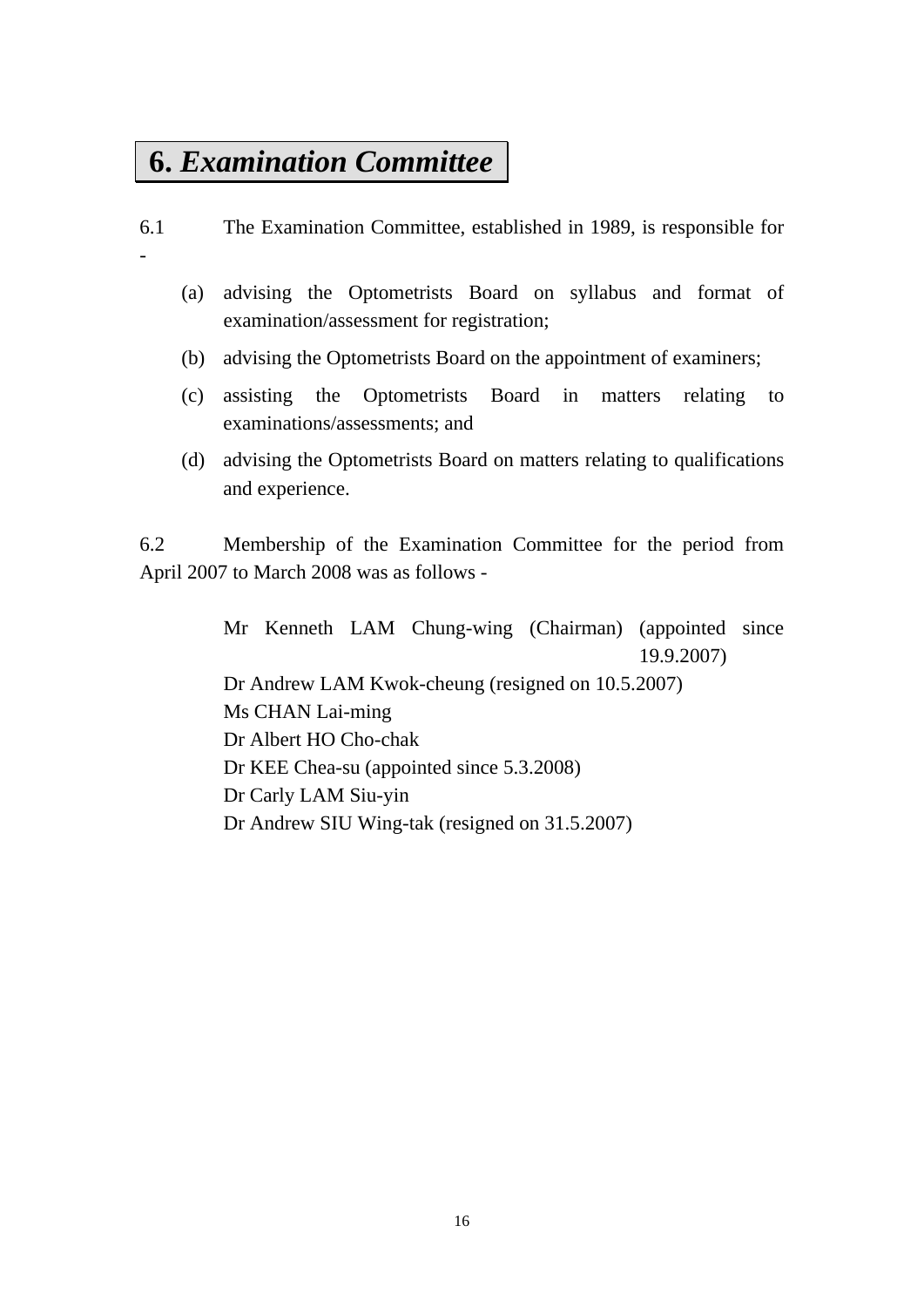# 6. *Examination Committee*

6.1 The Examination Committee, established in 1989, is responsible for -

(a) advising the Optometrists Board on syllabus and format of examination/assessment for registration;

(b) advising the Optometrists Board on the appointment of examiners;

(c) assisting the Optometrists Board in matters relating to examinations/assessments; and

(d) advising the Optometrists Board on matters relating to qualifications and experience.

6.2 Membership of the Examination Committee for the period from April 2007 to March 2008 was as follows -

Mr Kenneth LAM Chung-wing (Chairman) (appointed since 19.9.2007)
Dr Andrew LAM Kwok-cheung (resigned on 10.5.2007)
Ms CHAN Lai-ming
Dr Albert HO Cho-chak
Dr KEE Chea-su (appointed since 5.3.2008)
Dr Carly LAM Siu-yin
Dr Andrew SIU Wing-tak (resigned on 31.5.2007)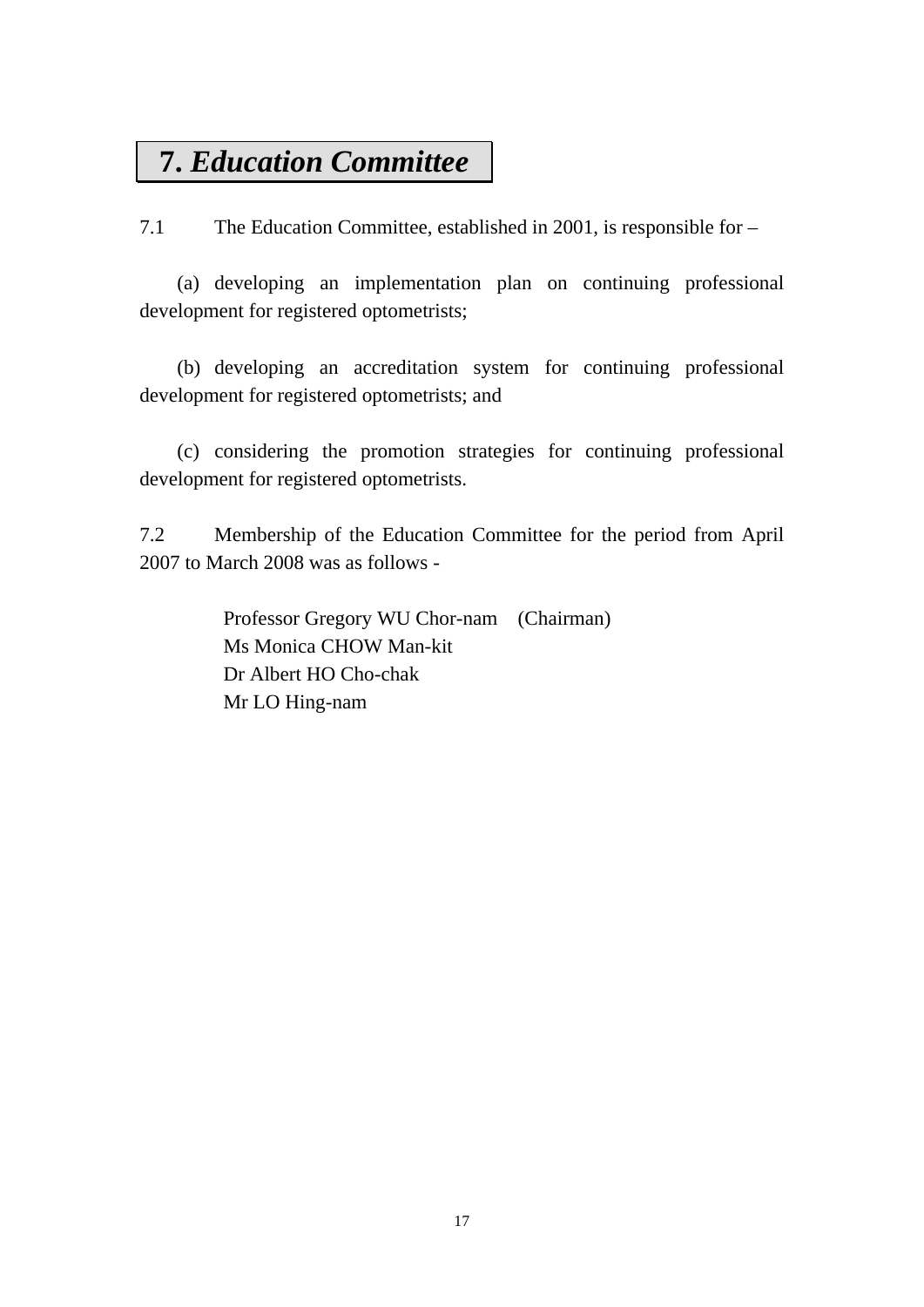# 7. *Education Committee*

7.1 The Education Committee, established in 2001, is responsible for –

(a) developing an implementation plan on continuing professional development for registered optometrists;

(b) developing an accreditation system for continuing professional development for registered optometrists; and

(c) considering the promotion strategies for continuing professional development for registered optometrists.

7.2 Membership of the Education Committee for the period from April 2007 to March 2008 was as follows -

Professor Gregory WU Chor-nam (Chairman)
Ms Monica CHOW Man-kit
Dr Albert HO Cho-chak
Mr LO Hing-nam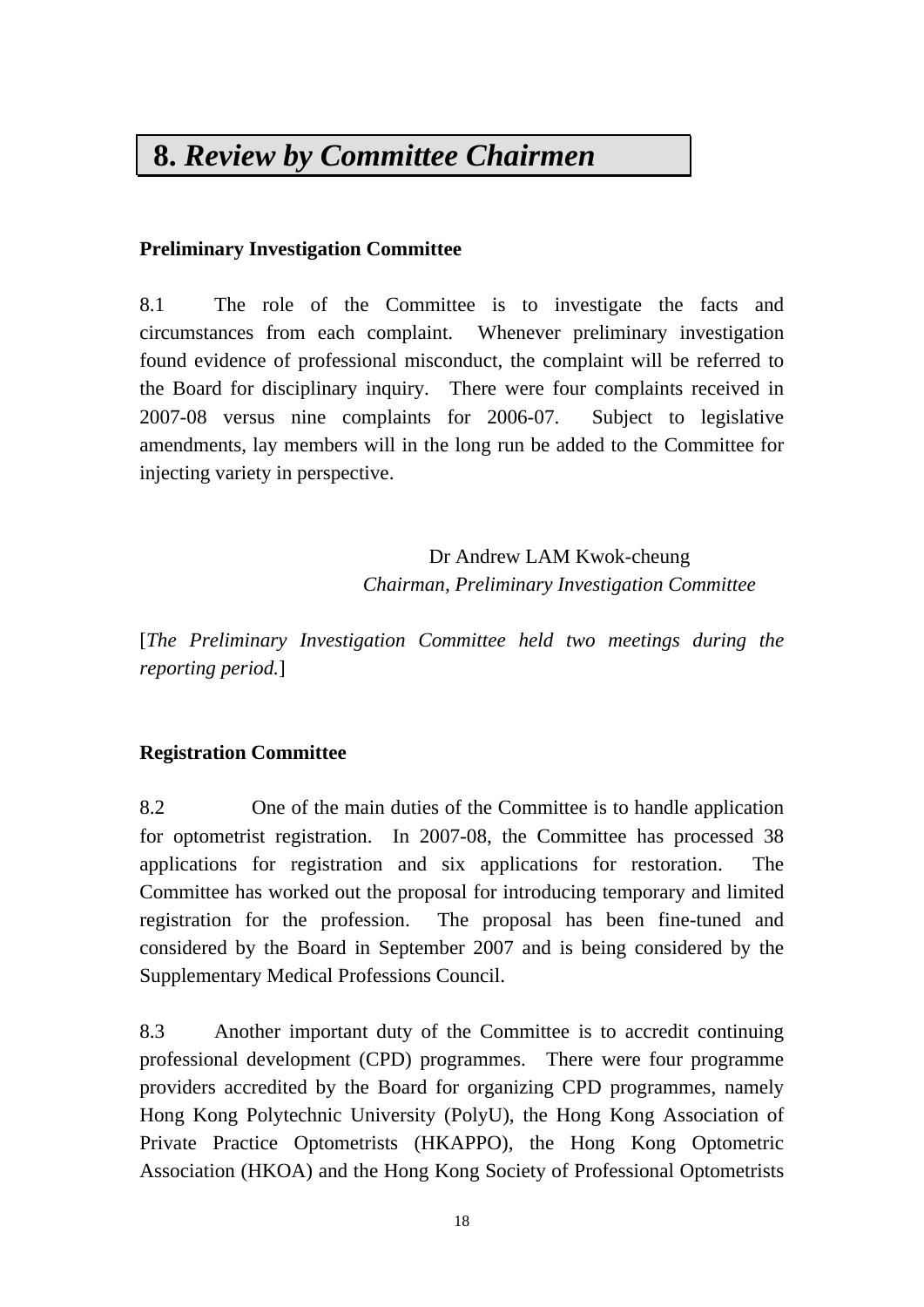# 8. *Review by Committee Chairmen*

**Preliminary Investigation Committee**

8.1 The role of the Committee is to investigate the facts and circumstances from each complaint. Whenever preliminary investigation found evidence of professional misconduct, the complaint will be referred to the Board for disciplinary inquiry. There were four complaints received in 2007-08 versus nine complaints for 2006-07. Subject to legislative amendments, lay members will in the long run be added to the Committee for injecting variety in perspective.

Dr Andrew LAM Kwok-cheung
*Chairman, Preliminary Investigation Committee*

[*The Preliminary Investigation Committee held two meetings during the reporting period.*]

**Registration Committee**

8.2 One of the main duties of the Committee is to handle application for optometrist registration. In 2007-08, the Committee has processed 38 applications for registration and six applications for restoration. The Committee has worked out the proposal for introducing temporary and limited registration for the profession. The proposal has been fine-tuned and considered by the Board in September 2007 and is being considered by the Supplementary Medical Professions Council.

8.3 Another important duty of the Committee is to accredit continuing professional development (CPD) programmes. There were four programme providers accredited by the Board for organizing CPD programmes, namely Hong Kong Polytechnic University (PolyU), the Hong Kong Association of Private Practice Optometrists (HKAPPO), the Hong Kong Optometric Association (HKOA) and the Hong Kong Society of Professional Optometrists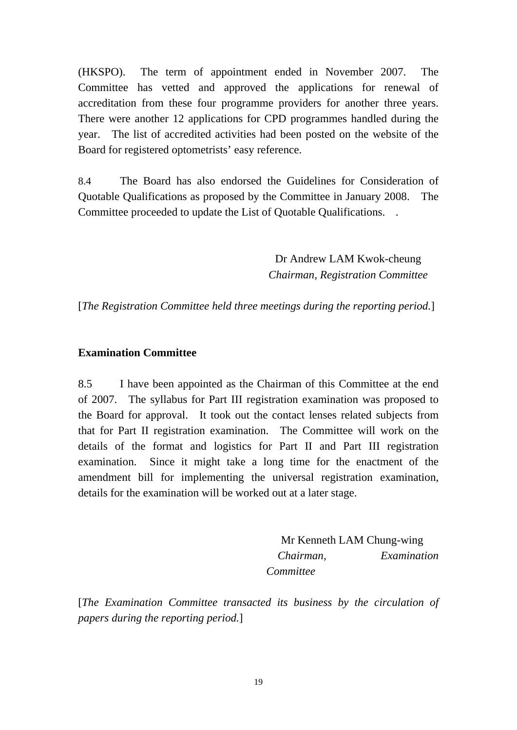(HKSPO). The term of appointment ended in November 2007. The Committee has vetted and approved the applications for renewal of accreditation from these four programme providers for another three years. There were another 12 applications for CPD programmes handled during the year. The list of accredited activities had been posted on the website of the Board for registered optometrists' easy reference.

8.4 The Board has also endorsed the Guidelines for Consideration of Quotable Qualifications as proposed by the Committee in January 2008. The Committee proceeded to update the List of Quotable Qualifications. .

Dr Andrew LAM Kwok-cheung
*Chairman, Registration Committee*

[*The Registration Committee held three meetings during the reporting period.*]

**Examination Committee**

8.5 I have been appointed as the Chairman of this Committee at the end of 2007. The syllabus for Part III registration examination was proposed to the Board for approval. It took out the contact lenses related subjects from that for Part II registration examination. The Committee will work on the details of the format and logistics for Part II and Part III registration examination. Since it might take a long time for the enactment of the amendment bill for implementing the universal registration examination, details for the examination will be worked out at a later stage.

Mr Kenneth LAM Chung-wing
*Chairman, Examination Committee*

[*The Examination Committee transacted its business by the circulation of papers during the reporting period.*]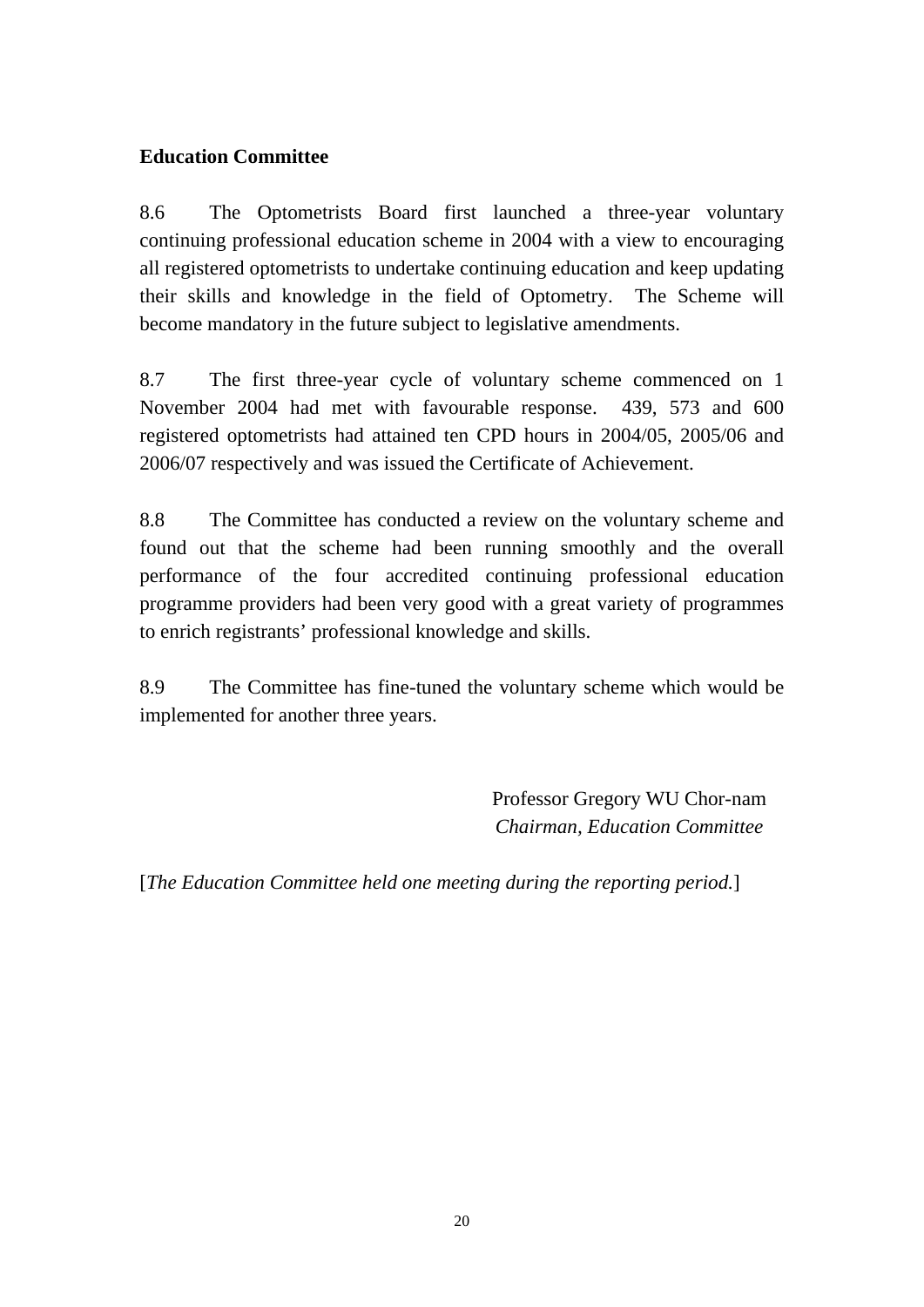**Education Committee**

8.6 The Optometrists Board first launched a three-year voluntary continuing professional education scheme in 2004 with a view to encouraging all registered optometrists to undertake continuing education and keep updating their skills and knowledge in the field of Optometry. The Scheme will become mandatory in the future subject to legislative amendments.

8.7 The first three-year cycle of voluntary scheme commenced on 1 November 2004 had met with favourable response. 439, 573 and 600 registered optometrists had attained ten CPD hours in 2004/05, 2005/06 and 2006/07 respectively and was issued the Certificate of Achievement.

8.8 The Committee has conducted a review on the voluntary scheme and found out that the scheme had been running smoothly and the overall performance of the four accredited continuing professional education programme providers had been very good with a great variety of programmes to enrich registrants' professional knowledge and skills.

8.9 The Committee has fine-tuned the voluntary scheme which would be implemented for another three years.

Professor Gregory WU Chor-nam
*Chairman, Education Committee*

[*The Education Committee held one meeting during the reporting period.*]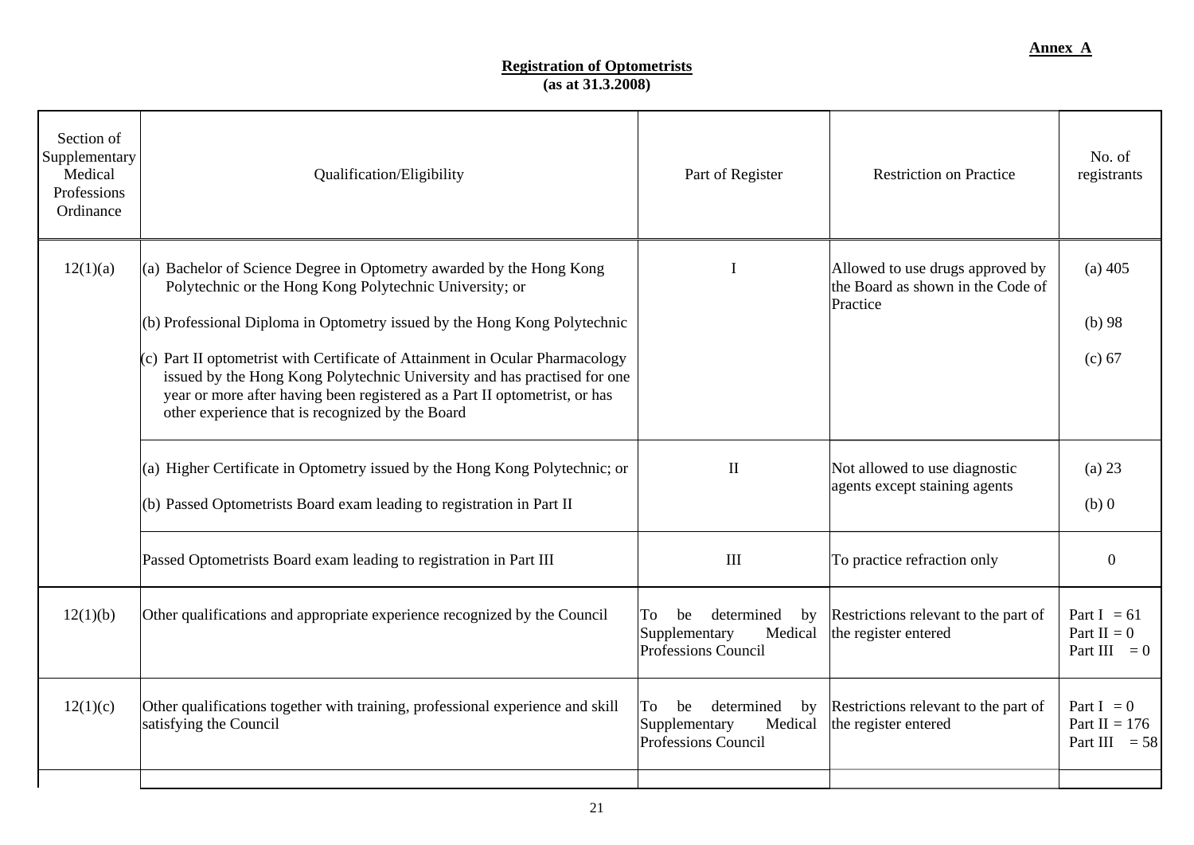**Annex A**

**Registration of Optometrists**
**(as at 31.3.2008)**

| Section of Supplementary Medical Professions Ordinance | Qualification/Eligibility | Part of Register | Restriction on Practice | No. of registrants |
|---|---|---|---|---|
| 12(1)(a) | (a) Bachelor of Science Degree in Optometry awarded by the Hong Kong Polytechnic or the Hong Kong Polytechnic University; or<br>(b) Professional Diploma in Optometry issued by the Hong Kong Polytechnic<br>(c) Part II optometrist with Certificate of Attainment in Ocular Pharmacology issued by the Hong Kong Polytechnic University and has practised for one year or more after having been registered as a Part II optometrist, or has other experience that is recognized by the Board | I | Allowed to use drugs approved by the Board as shown in the Code of Practice | (a) 405<br>(b) 98<br>(c) 67 |
| | (a) Higher Certificate in Optometry issued by the Hong Kong Polytechnic; or<br>(b) Passed Optometrists Board exam leading to registration in Part II | II | Not allowed to use diagnostic agents except staining agents | (a) 23<br>(b) 0 |
| | Passed Optometrists Board exam leading to registration in Part III | III | To practice refraction only | 0 |
| 12(1)(b) | Other qualifications and appropriate experience recognized by the Council | To be determined by Supplementary Medical Professions Council | Restrictions relevant to the part of the register entered | Part I = 61<br>Part II = 0<br>Part III = 0 |
| 12(1)(c) | Other qualifications together with training, professional experience and skill satisfying the Council | To be determined by Supplementary Medical Professions Council | Restrictions relevant to the part of the register entered | Part I = 0<br>Part II = 176<br>Part III = 58 |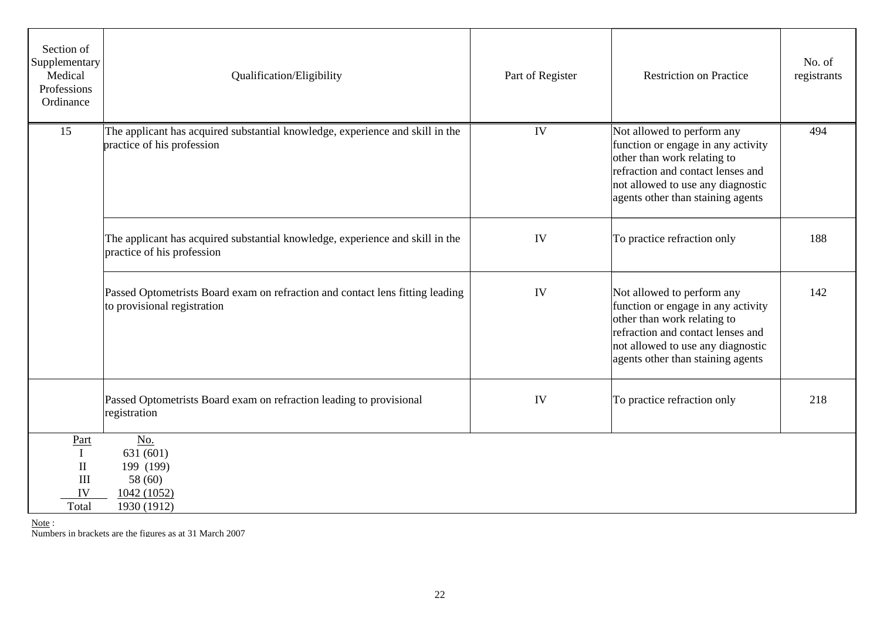| Section of Supplementary Medical Professions Ordinance | Qualification/Eligibility | Part of Register | Restriction on Practice | No. of registrants |
|---|---|---|---|---|
| 15 | The applicant has acquired substantial knowledge, experience and skill in the practice of his profession | IV | Not allowed to perform any function or engage in any activity other than work relating to refraction and contact lenses and not allowed to use any diagnostic agents other than staining agents | 494 |
| | The applicant has acquired substantial knowledge, experience and skill in the practice of his profession | IV | To practice refraction only | 188 |
| | Passed Optometrists Board exam on refraction and contact lens fitting leading to provisional registration | IV | Not allowed to perform any function or engage in any activity other than work relating to refraction and contact lenses and not allowed to use any diagnostic agents other than staining agents | 142 |
| | Passed Optometrists Board exam on refraction leading to provisional registration | IV | To practice refraction only | 218 |

| Part | No. |
|---|---|
| I | 631 (601) |
| II | 199 (199) |
| III | 58 (60) |
| IV | 1042 (1052) |
| Total | 1930 (1912) |

Note :
Numbers in brackets are the figures as at 31 March 2007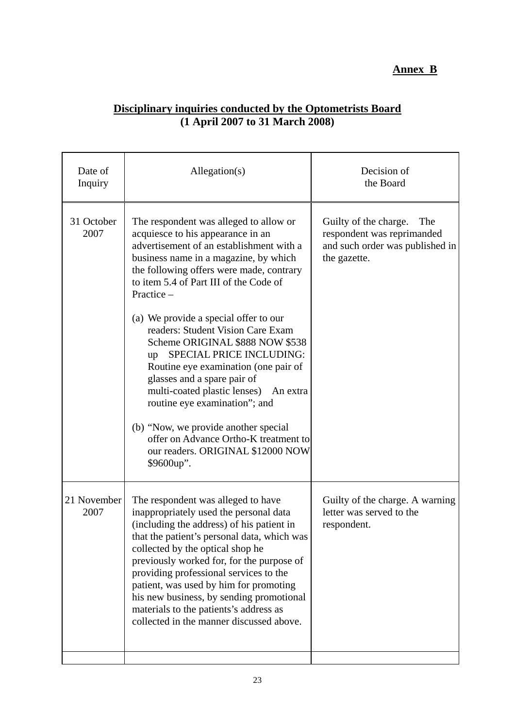**Annex B**

**Disciplinary inquiries conducted by the Optometrists Board**
**(1 April 2007 to 31 March 2008)**

| Date of Inquiry | Allegation(s) | Decision of the Board |
|---|---|---|
| 31 October 2007 | The respondent was alleged to allow or acquiesce to his appearance in an advertisement of an establishment with a business name in a magazine, by which the following offers were made, contrary to item 5.4 of Part III of the Code of Practice –<br><br>(a) We provide a special offer to our readers: Student Vision Care Exam Scheme ORIGINAL $888 NOW $538 up SPECIAL PRICE INCLUDING: Routine eye examination (one pair of glasses and a spare pair of multi-coated plastic lenses) An extra routine eye examination"; and<br><br>(b) "Now, we provide another special offer on Advance Ortho-K treatment to our readers. ORIGINAL $12000 NOW $9600up". | Guilty of the charge. The respondent was reprimanded and such order was published in the gazette. |
| 21 November 2007 | The respondent was alleged to have inappropriately used the personal data (including the address) of his patient in that the patient's personal data, which was collected by the optical shop he previously worked for, for the purpose of providing professional services to the patient, was used by him for promoting his new business, by sending promotional materials to the patients's address as collected in the manner discussed above. | Guilty of the charge. A warning letter was served to the respondent. |
| | | |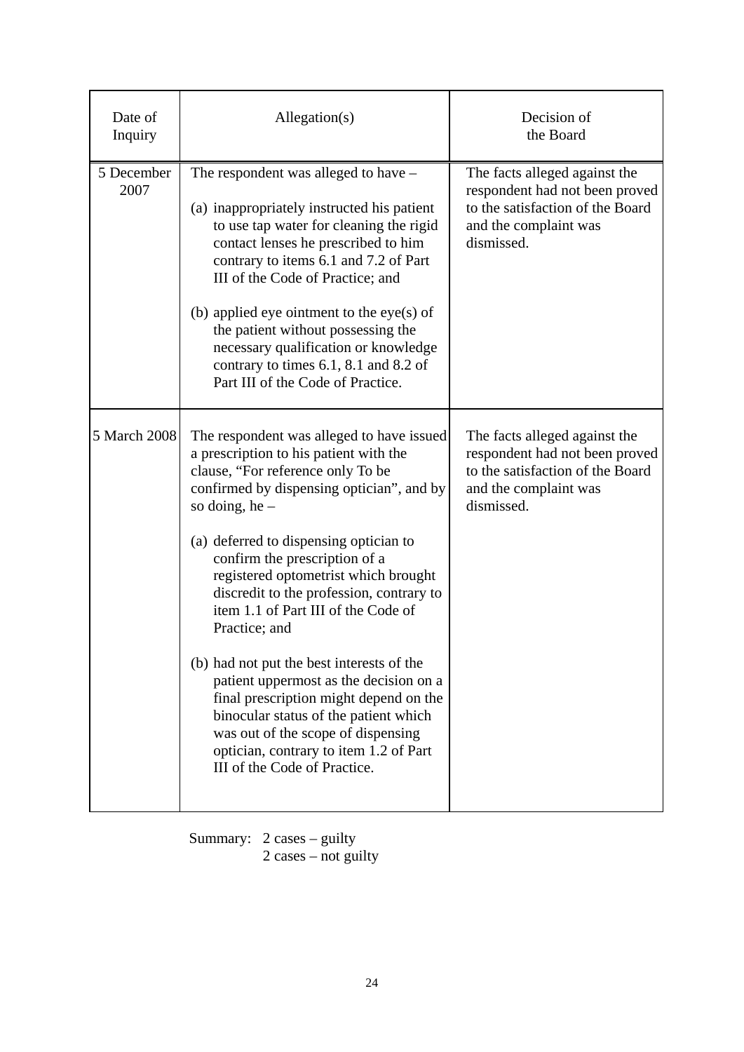| Date of Inquiry | Allegation(s) | Decision of the Board |
|---|---|---|
| 5 December 2007 | The respondent was alleged to have –<br><br>(a) inappropriately instructed his patient to use tap water for cleaning the rigid contact lenses he prescribed to him contrary to items 6.1 and 7.2 of Part III of the Code of Practice; and<br><br>(b) applied eye ointment to the eye(s) of the patient without possessing the necessary qualification or knowledge contrary to times 6.1, 8.1 and 8.2 of Part III of the Code of Practice. | The facts alleged against the respondent had not been proved to the satisfaction of the Board and the complaint was dismissed. |
| 5 March 2008 | The respondent was alleged to have issued a prescription to his patient with the clause, "For reference only To be confirmed by dispensing optician", and by so doing, he –<br><br>(a) deferred to dispensing optician to confirm the prescription of a registered optometrist which brought discredit to the profession, contrary to item 1.1 of Part III of the Code of Practice; and<br><br>(b) had not put the best interests of the patient uppermost as the decision on a final prescription might depend on the binocular status of the patient which was out of the scope of dispensing optician, contrary to item 1.2 of Part III of the Code of Practice. | The facts alleged against the respondent had not been proved to the satisfaction of the Board and the complaint was dismissed. |

Summary: 2 cases – guilty
2 cases – not guilty